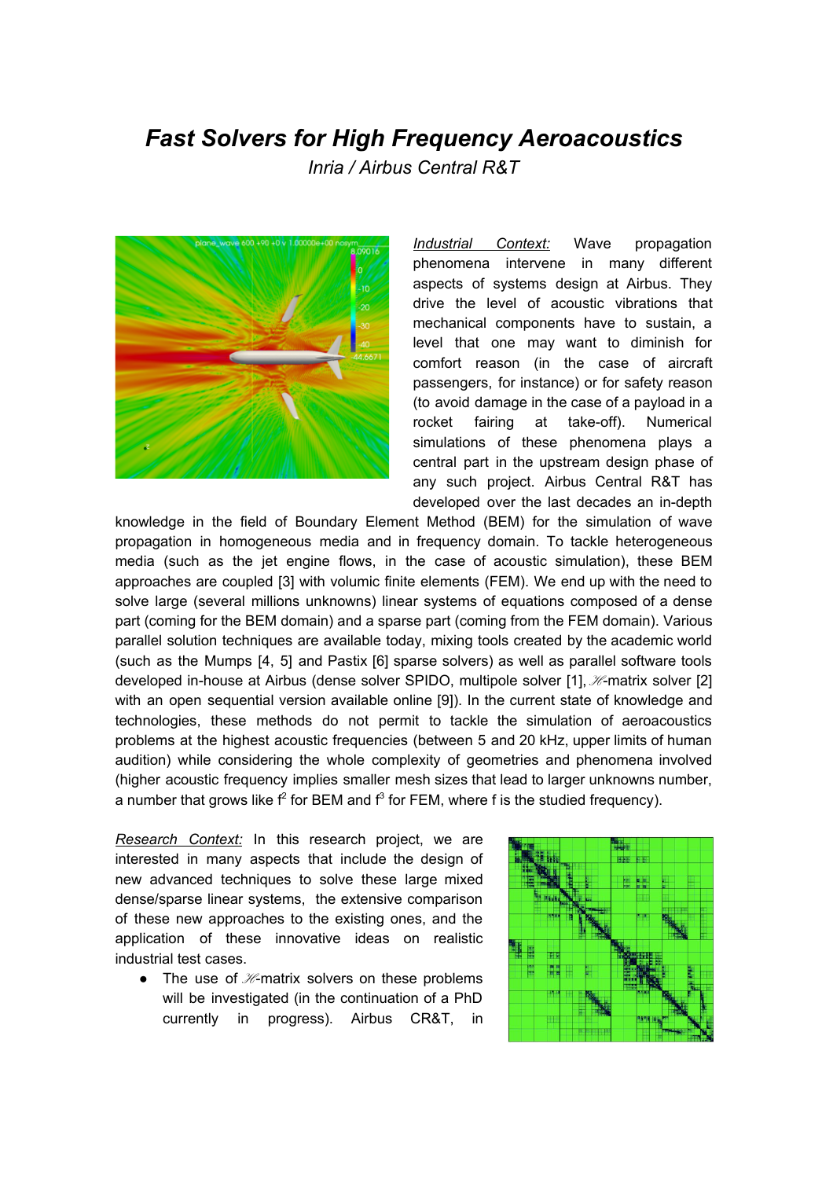# *Fast Solvers for High Frequency Aeroacoustics*

*Inria / Airbus Central R&T*

*Industrial Context:* Wave propagation phenomena intervene in many different aspects of systems design at Airbus. They drive the level of acoustic vibrations that mechanical components have to sustain, a level that one may want to diminish for comfort reason (in the case of aircraft passengers, for instance) or for safety reason (to avoid damage in the case of a payload in a rocket fairing at take-off). Numerical simulations of these phenomena plays a central part in the upstream design phase of any such project. Airbus Central R&T has developed over the last decades an in-depth knowledge in the field of Boundary Element Method (BEM) for the simulation of wave propagation in homogeneous media and in frequency domain. To tackle heterogeneous media (such as the jet engine flows, in the case of acoustic simulation), these BEM approaches are coupled [3] with volumic finite elements (FEM). We end up with the need to solve large (several millions unknowns) linear systems of equations composed of a dense part (coming for the BEM domain) and a sparse part (coming from the FEM domain). Various parallel solution techniques are available today, mixing tools created by the academic world (such as the Mumps [4, 5] and Pastix [6] sparse solvers) as well as parallel software tools developed in-house at Airbus (dense solver SPIDO, multipole solver [1], $\mathscr{H}$-matrix solver [2] with an open sequential version available online [9]). In the current state of knowledge and technologies, these methods do not permit to tackle the simulation of aeroacoustics problems at the highest acoustic frequencies (between 5 and 20 kHz, upper limits of human audition) while considering the whole complexity of geometries and phenomena involved (higher acoustic frequency implies smaller mesh sizes that lead to larger unknowns number, a number that grows like $f^2$ for BEM and $f^3$ for FEM, where f is the studied frequency).

*Research Context:* In this research project, we are interested in many aspects that include the design of new advanced techniques to solve these large mixed dense/sparse linear systems, the extensive comparison of these new approaches to the existing ones, and the application of these innovative ideas on realistic industrial test cases.

- The use of $\mathscr{H}$-matrix solvers on these problems will be investigated (in the continuation of a PhD currently in progress). Airbus CR&T, in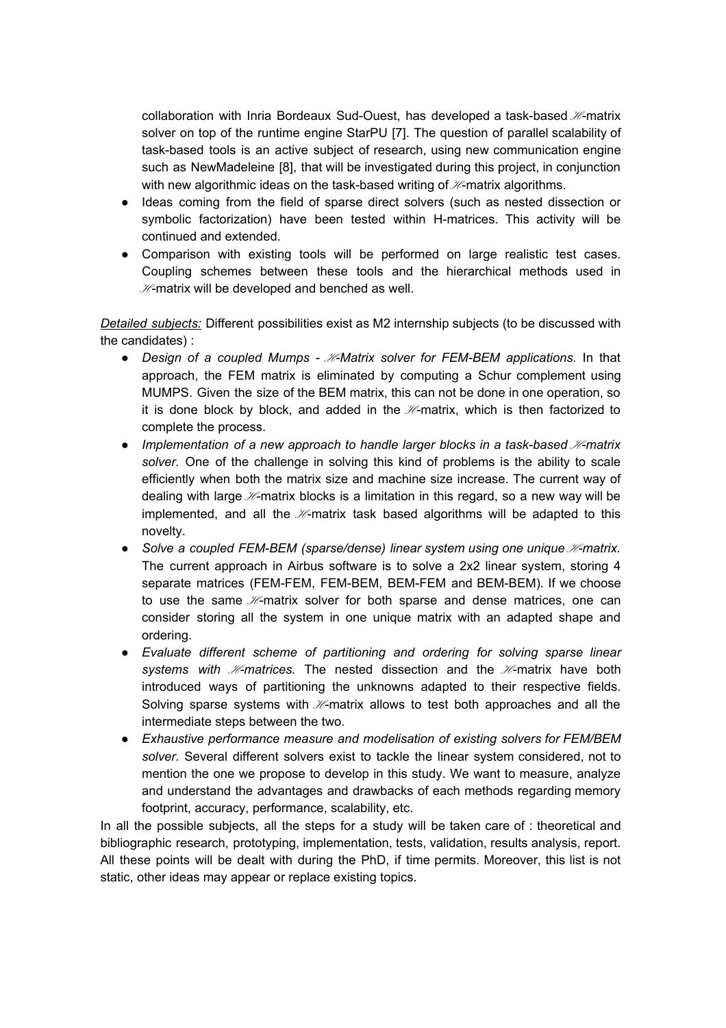collaboration with Inria Bordeaux Sud-Ouest, has developed a task-based $\mathscr{H}$-matrix solver on top of the runtime engine StarPU [7]. The question of parallel scalability of task-based tools is an active subject of research, using new communication engine such as NewMadeleine [8], that will be investigated during this project, in conjunction with new algorithmic ideas on the task-based writing of $\mathscr{H}$-matrix algorithms.

- Ideas coming from the field of sparse direct solvers (such as nested dissection or symbolic factorization) have been tested within H-matrices. This activity will be continued and extended.
- Comparison with existing tools will be performed on large realistic test cases. Coupling schemes between these tools and the hierarchical methods used in $\mathscr{H}$-matrix will be developed and benched as well.

*Detailed subjects:* Different possibilities exist as M2 internship subjects (to be discussed with the candidates) :

- *Design of a coupled Mumps - $\mathscr{H}$-Matrix solver for FEM-BEM applications.* In that approach, the FEM matrix is eliminated by computing a Schur complement using MUMPS. Given the size of the BEM matrix, this can not be done in one operation, so it is done block by block, and added in the $\mathscr{H}$-matrix, which is then factorized to complete the process.
- *Implementation of a new approach to handle larger blocks in a task-based $\mathscr{H}$-matrix solver.* One of the challenge in solving this kind of problems is the ability to scale efficiently when both the matrix size and machine size increase. The current way of dealing with large $\mathscr{H}$-matrix blocks is a limitation in this regard, so a new way will be implemented, and all the $\mathscr{H}$-matrix task based algorithms will be adapted to this novelty.
- *Solve a coupled FEM-BEM (sparse/dense) linear system using one unique $\mathscr{H}$-matrix.* The current approach in Airbus software is to solve a 2x2 linear system, storing 4 separate matrices (FEM-FEM, FEM-BEM, BEM-FEM and BEM-BEM). If we choose to use the same $\mathscr{H}$-matrix solver for both sparse and dense matrices, one can consider storing all the system in one unique matrix with an adapted shape and ordering.
- *Evaluate different scheme of partitioning and ordering for solving sparse linear systems with $\mathscr{H}$-matrices.* The nested dissection and the $\mathscr{H}$-matrix have both introduced ways of partitioning the unknowns adapted to their respective fields. Solving sparse systems with $\mathscr{H}$-matrix allows to test both approaches and all the intermediate steps between the two.
- *Exhaustive performance measure and modelisation of existing solvers for FEM/BEM solver.* Several different solvers exist to tackle the linear system considered, not to mention the one we propose to develop in this study. We want to measure, analyze and understand the advantages and drawbacks of each methods regarding memory footprint, accuracy, performance, scalability, etc.

In all the possible subjects, all the steps for a study will be taken care of : theoretical and bibliographic research, prototyping, implementation, tests, validation, results analysis, report. All these points will be dealt with during the PhD, if time permits. Moreover, this list is not static, other ideas may appear or replace existing topics.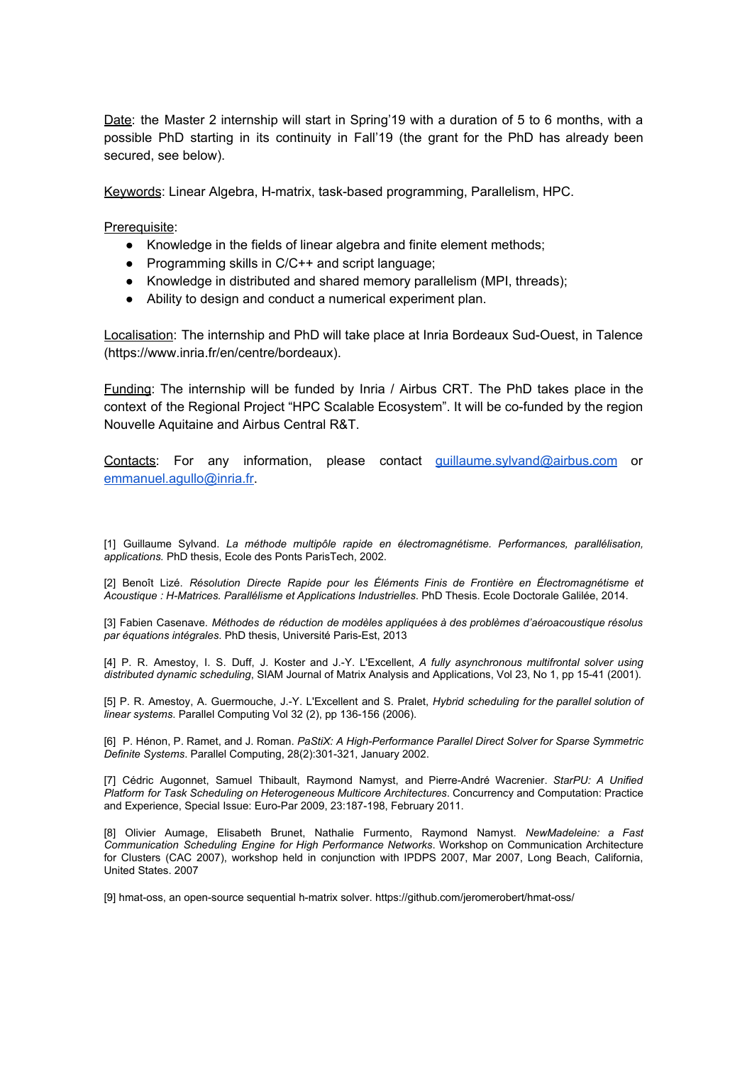Date: the Master 2 internship will start in Spring'19 with a duration of 5 to 6 months, with a possible PhD starting in its continuity in Fall'19 (the grant for the PhD has already been secured, see below).

Keywords: Linear Algebra, H-matrix, task-based programming, Parallelism, HPC.

Prerequisite:

- Knowledge in the fields of linear algebra and finite element methods;
- Programming skills in C/C++ and script language;
- Knowledge in distributed and shared memory parallelism (MPI, threads);
- Ability to design and conduct a numerical experiment plan.

Localisation: The internship and PhD will take place at Inria Bordeaux Sud-Ouest, in Talence (https://www.inria.fr/en/centre/bordeaux).

Funding: The internship will be funded by Inria / Airbus CRT. The PhD takes place in the context of the Regional Project "HPC Scalable Ecosystem". It will be co-funded by the region Nouvelle Aquitaine and Airbus Central R&T.

Contacts: For any information, please contact guillaume.sylvand@airbus.com or emmanuel.agullo@inria.fr.

[1] Guillaume Sylvand. *La méthode multipôle rapide en électromagnétisme. Performances, parallélisation, applications.* PhD thesis, Ecole des Ponts ParisTech, 2002.

[2] Benoît Lizé. *Résolution Directe Rapide pour les Éléments Finis de Frontière en Électromagnétisme et Acoustique : H-Matrices. Parallélisme et Applications Industrielles*. PhD Thesis. Ecole Doctorale Galilée, 2014.

[3] Fabien Casenave. *Méthodes de réduction de modèles appliquées à des problèmes d'aéroacoustique résolus par équations intégrales*. PhD thesis, Université Paris-Est, 2013

[4] P. R. Amestoy, I. S. Duff, J. Koster and J.-Y. L'Excellent, *A fully asynchronous multifrontal solver using distributed dynamic scheduling*, SIAM Journal of Matrix Analysis and Applications, Vol 23, No 1, pp 15-41 (2001).

[5] P. R. Amestoy, A. Guermouche, J.-Y. L'Excellent and S. Pralet, *Hybrid scheduling for the parallel solution of linear systems*. Parallel Computing Vol 32 (2), pp 136-156 (2006).

[6] P. Hénon, P. Ramet, and J. Roman. *PaStiX: A High-Performance Parallel Direct Solver for Sparse Symmetric Definite Systems*. Parallel Computing, 28(2):301-321, January 2002.

[7] Cédric Augonnet, Samuel Thibault, Raymond Namyst, and Pierre-André Wacrenier. *StarPU: A Unified Platform for Task Scheduling on Heterogeneous Multicore Architectures*. Concurrency and Computation: Practice and Experience, Special Issue: Euro-Par 2009, 23:187-198, February 2011.

[8] Olivier Aumage, Elisabeth Brunet, Nathalie Furmento, Raymond Namyst. *NewMadeleine: a Fast Communication Scheduling Engine for High Performance Networks*. Workshop on Communication Architecture for Clusters (CAC 2007), workshop held in conjunction with IPDPS 2007, Mar 2007, Long Beach, California, United States. 2007

[9] hmat-oss, an open-source sequential h-matrix solver. https://github.com/jeromerobert/hmat-oss/